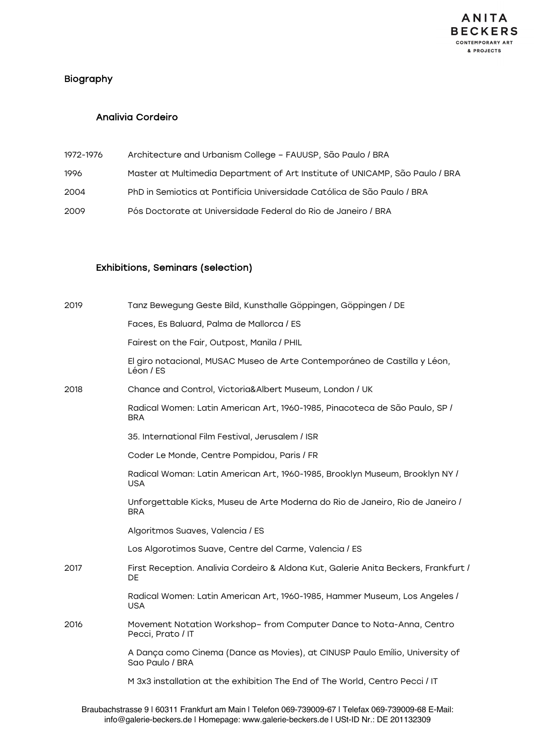## Biography

### Analivia Cordeiro

| | |
|---|---|
| 1972-1976 | Architecture and Urbanism College – FAUUSP, São Paulo / BRA |
| 1996 | Master at Multimedia Department of Art Institute of UNICAMP, São Paulo / BRA |
| 2004 | PhD in Semiotics at Pontifícia Universidade Católica de São Paulo / BRA |
| 2009 | Pós Doctorate at Universidade Federal do Rio de Janeiro / BRA |

### Exhibitions, Seminars (selection)

| | |
|---|---|
| 2019 | Tanz Bewegung Geste Bild, Kunsthalle Göppingen, Göppingen / DE |
| | Faces, Es Baluard, Palma de Mallorca / ES |
| | Fairest on the Fair, Outpost, Manila / PHIL |
| | El giro notacional, MUSAC Museo de Arte Contemporáneo de Castilla y Léon, Léon / ES |
| 2018 | Chance and Control, Victoria&Albert Museum, London / UK |
| | Radical Women: Latin American Art, 1960-1985, Pinacoteca de São Paulo, SP / BRA |
| | 35. International Film Festival, Jerusalem / ISR |
| | Coder Le Monde, Centre Pompidou, Paris / FR |
| | Radical Woman: Latin American Art, 1960-1985, Brooklyn Museum, Brooklyn NY / USA |
| | Unforgettable Kicks, Museu de Arte Moderna do Rio de Janeiro, Rio de Janeiro / BRA |
| | Algoritmos Suaves, Valencia / ES |
| | Los Algorotimos Suave, Centre del Carme, Valencia / ES |
| 2017 | First Reception. Analivia Cordeiro & Aldona Kut, Galerie Anita Beckers, Frankfurt / DE |
| | Radical Women: Latin American Art, 1960-1985, Hammer Museum, Los Angeles / USA |
| 2016 | Movement Notation Workshop– from Computer Dance to Nota-Anna, Centro Pecci, Prato / IT |
| | A Dança como Cinema (Dance as Movies), at CINUSP Paulo Emílio, University of Sao Paulo / BRA |
| | M 3x3 installation at the exhibition The End of The World, Centro Pecci / IT |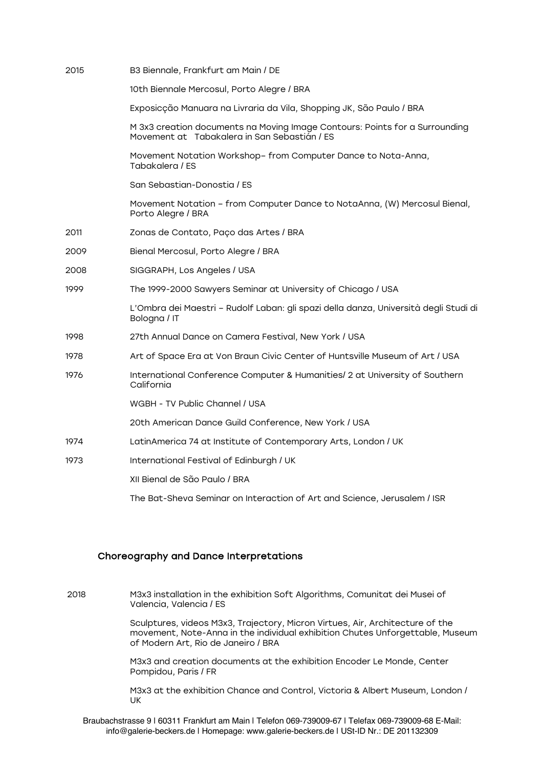| | |
|---|---|
| 2015 | B3 Biennale, Frankfurt am Main / DE |
| | 10th Biennale Mercosul, Porto Alegre / BRA |
| | Exposicção Manuara na Livraria da Vila, Shopping JK, São Paulo / BRA |
| | M 3x3 creation documents na Moving Image Contours: Points for a Surrounding Movement at Tabakalera in San Sebastián / ES |
| | Movement Notation Workshop– from Computer Dance to Nota-Anna, Tabakalera / ES |
| | San Sebastian-Donostia / ES |
| | Movement Notation – from Computer Dance to NotaAnna, (W) Mercosul Bienal, Porto Alegre / BRA |
| 2011 | Zonas de Contato, Paço das Artes / BRA |
| 2009 | Bienal Mercosul, Porto Alegre / BRA |
| 2008 | SIGGRAPH, Los Angeles / USA |
| 1999 | The 1999-2000 Sawyers Seminar at University of Chicago / USA |
| | L'Ombra dei Maestri – Rudolf Laban: gli spazi della danza, Università degli Studi di Bologna / IT |
| 1998 | 27th Annual Dance on Camera Festival, New York / USA |
| 1978 | Art of Space Era at Von Braun Civic Center of Huntsville Museum of Art / USA |
| 1976 | International Conference Computer & Humanities/ 2 at University of Southern California |
| | WGBH - TV Public Channel / USA |
| | 20th American Dance Guild Conference, New York / USA |
| 1974 | LatinAmerica 74 at Institute of Contemporary Arts, London / UK |
| 1973 | International Festival of Edinburgh / UK |
| | XII Bienal de São Paulo / BRA |
| | The Bat-Sheva Seminar on Interaction of Art and Science, Jerusalem / ISR |

## Choreography and Dance Interpretations

| | |
|---|---|
| 2018 | M3x3 installation in the exhibition Soft Algorithms, Comunitat dei Musei of Valencia, Valencia / ES |
| | Sculptures, videos M3x3, Trajectory, Micron Virtues, Air, Architecture of the movement, Note-Anna in the individual exhibition Chutes Unforgettable, Museum of Modern Art, Rio de Janeiro / BRA |
| | M3x3 and creation documents at the exhibition Encoder Le Monde, Center Pompidou, Paris / FR |
| | M3x3 at the exhibition Chance and Control, Victoria & Albert Museum, London / UK |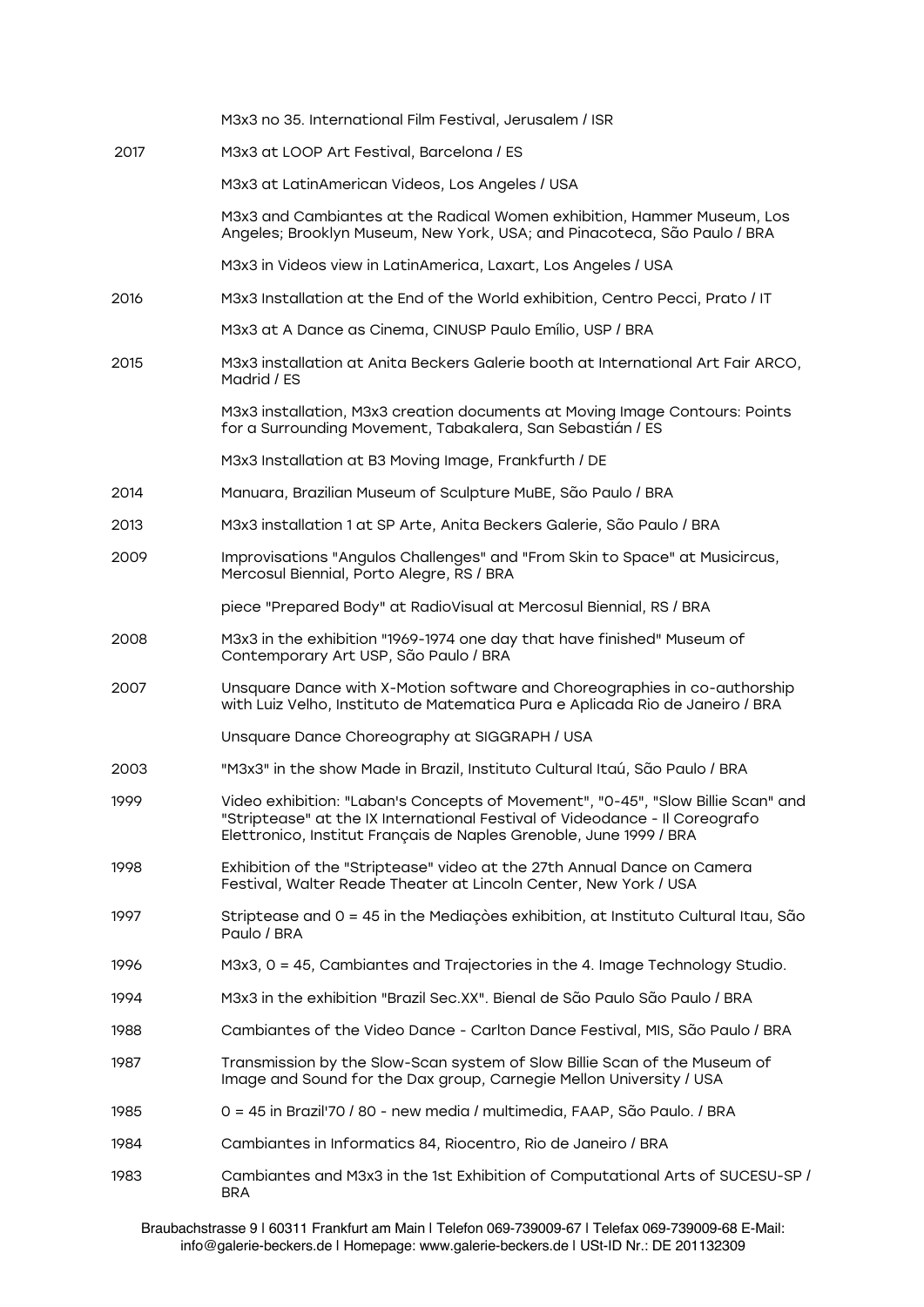| | |
|---|---|
| | M3x3 no 35. International Film Festival, Jerusalem / ISR |
| 2017 | M3x3 at LOOP Art Festival, Barcelona / ES |
| | M3x3 at LatinAmerican Videos, Los Angeles / USA |
| | M3x3 and Cambiantes at the Radical Women exhibition, Hammer Museum, Los Angeles; Brooklyn Museum, New York, USA; and Pinacoteca, São Paulo / BRA |
| | M3x3 in Videos view in LatinAmerica, Laxart, Los Angeles / USA |
| 2016 | M3x3 Installation at the End of the World exhibition, Centro Pecci, Prato / IT |
| | M3x3 at A Dance as Cinema, CINUSP Paulo Emílio, USP / BRA |
| 2015 | M3x3 installation at Anita Beckers Galerie booth at International Art Fair ARCO, Madrid / ES |
| | M3x3 installation, M3x3 creation documents at Moving Image Contours: Points for a Surrounding Movement, Tabakalera, San Sebastián / ES |
| | M3x3 Installation at B3 Moving Image, Frankfurth / DE |
| 2014 | Manuara, Brazilian Museum of Sculpture MuBE, São Paulo / BRA |
| 2013 | M3x3 installation 1 at SP Arte, Anita Beckers Galerie, São Paulo / BRA |
| 2009 | Improvisations "Angulos Challenges" and "From Skin to Space" at Musicircus, Mercosul Biennial, Porto Alegre, RS / BRA |
| | piece "Prepared Body" at RadioVisual at Mercosul Biennial, RS / BRA |
| 2008 | M3x3 in the exhibition "1969-1974 one day that have finished" Museum of Contemporary Art USP, São Paulo / BRA |
| 2007 | Unsquare Dance with X-Motion software and Choreographies in co-authorship with Luiz Velho, Instituto de Matematica Pura e Aplicada Rio de Janeiro / BRA |
| | Unsquare Dance Choreography at SIGGRAPH / USA |
| 2003 | "M3x3" in the show Made in Brazil, Instituto Cultural Itaú, São Paulo / BRA |
| 1999 | Video exhibition: "Laban's Concepts of Movement", "0-45", "Slow Billie Scan" and "Striptease" at the IX International Festival of Videodance - Il Coreografo Elettronico, Institut Français de Naples Grenoble, June 1999 / BRA |
| 1998 | Exhibition of the "Striptease" video at the 27th Annual Dance on Camera Festival, Walter Reade Theater at Lincoln Center, New York / USA |
| 1997 | Striptease and 0 = 45 in the Mediaçòes exhibition, at Instituto Cultural Itau, São Paulo / BRA |
| 1996 | M3x3, 0 = 45, Cambiantes and Trajectories in the 4. Image Technology Studio. |
| 1994 | M3x3 in the exhibition "Brazil Sec.XX". Bienal de São Paulo São Paulo / BRA |
| 1988 | Cambiantes of the Video Dance - Carlton Dance Festival, MIS, São Paulo / BRA |
| 1987 | Transmission by the Slow-Scan system of Slow Billie Scan of the Museum of Image and Sound for the Dax group, Carnegie Mellon University / USA |
| 1985 | 0 = 45 in Brazil'70 / 80 - new media / multimedia, FAAP, São Paulo. / BRA |
| 1984 | Cambiantes in Informatics 84, Riocentro, Rio de Janeiro / BRA |
| 1983 | Cambiantes and M3x3 in the 1st Exhibition of Computational Arts of SUCESU-SP / BRA |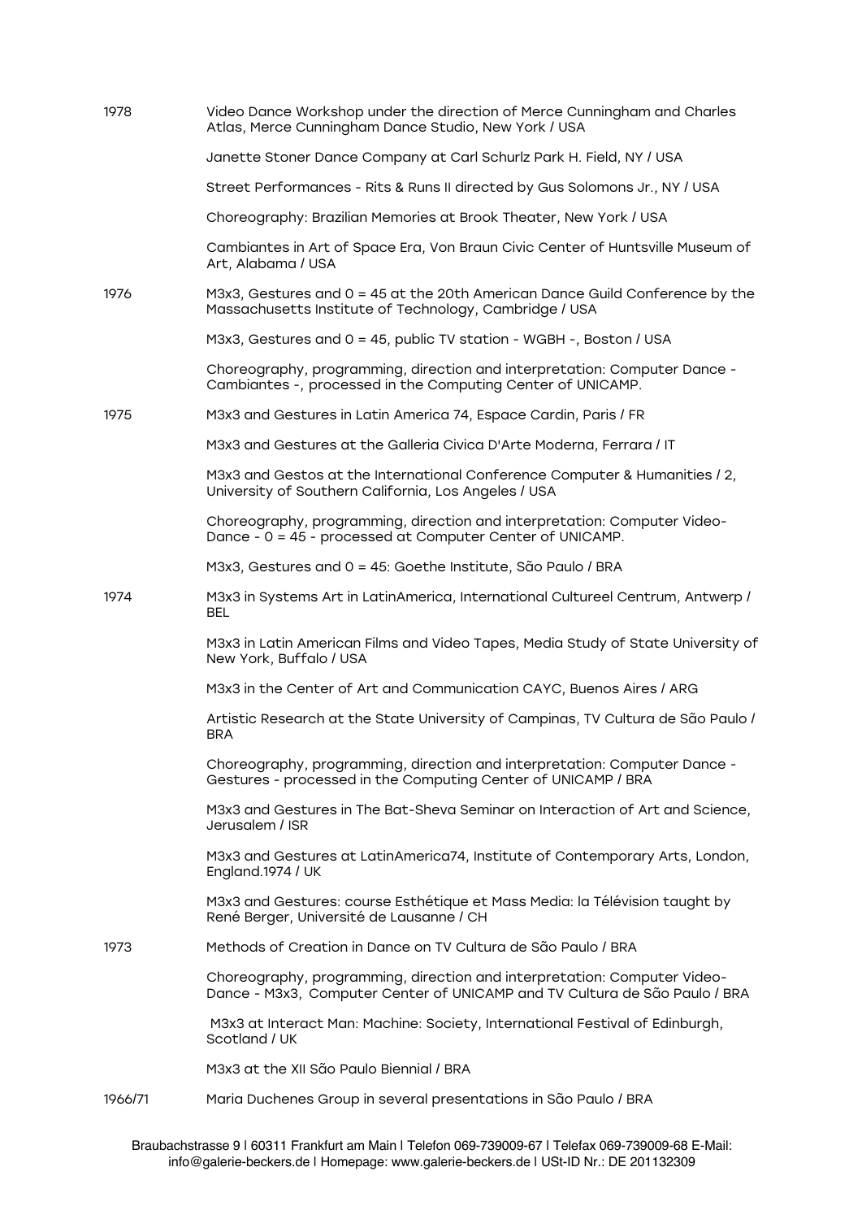| | |
|---|---|
| 1978 | Video Dance Workshop under the direction of Merce Cunningham and Charles Atlas, Merce Cunningham Dance Studio, New York / USA |
| | Janette Stoner Dance Company at Carl Schurlz Park H. Field, NY / USA |
| | Street Performances - Rits & Runs II directed by Gus Solomons Jr., NY / USA |
| | Choreography: Brazilian Memories at Brook Theater, New York / USA |
| | Cambiantes in Art of Space Era, Von Braun Civic Center of Huntsville Museum of Art, Alabama / USA |
| 1976 | M3x3, Gestures and 0 = 45 at the 20th American Dance Guild Conference by the Massachusetts Institute of Technology, Cambridge / USA |
| | M3x3, Gestures and 0 = 45, public TV station - WGBH -, Boston / USA |
| | Choreography, programming, direction and interpretation: Computer Dance - Cambiantes -, processed in the Computing Center of UNICAMP. |
| 1975 | M3x3 and Gestures in Latin America 74, Espace Cardin, Paris / FR |
| | M3x3 and Gestures at the Galleria Civica D'Arte Moderna, Ferrara / IT |
| | M3x3 and Gestos at the International Conference Computer & Humanities / 2, University of Southern California, Los Angeles / USA |
| | Choreography, programming, direction and interpretation: Computer Video-Dance - 0 = 45 - processed at Computer Center of UNICAMP. |
| | M3x3, Gestures and 0 = 45: Goethe Institute, São Paulo / BRA |
| 1974 | M3x3 in Systems Art in LatinAmerica, International Cultureel Centrum, Antwerp / BEL |
| | M3x3 in Latin American Films and Video Tapes, Media Study of State University of New York, Buffalo / USA |
| | M3x3 in the Center of Art and Communication CAYC, Buenos Aires / ARG |
| | Artistic Research at the State University of Campinas, TV Cultura de São Paulo / BRA |
| | Choreography, programming, direction and interpretation: Computer Dance - Gestures - processed in the Computing Center of UNICAMP / BRA |
| | M3x3 and Gestures in The Bat-Sheva Seminar on Interaction of Art and Science, Jerusalem / ISR |
| | M3x3 and Gestures at LatinAmerica74, Institute of Contemporary Arts, London, England.1974 / UK |
| | M3x3 and Gestures: course Esthétique et Mass Media: la Télévision taught by René Berger, Université de Lausanne / CH |
| 1973 | Methods of Creation in Dance on TV Cultura de São Paulo / BRA |
| | Choreography, programming, direction and interpretation: Computer Video-Dance - M3x3, Computer Center of UNICAMP and TV Cultura de São Paulo / BRA |
| | M3x3 at Interact Man: Machine: Society, International Festival of Edinburgh, Scotland / UK |
| | M3x3 at the XII São Paulo Biennial / BRA |
| 1966/71 | Maria Duchenes Group in several presentations in São Paulo / BRA |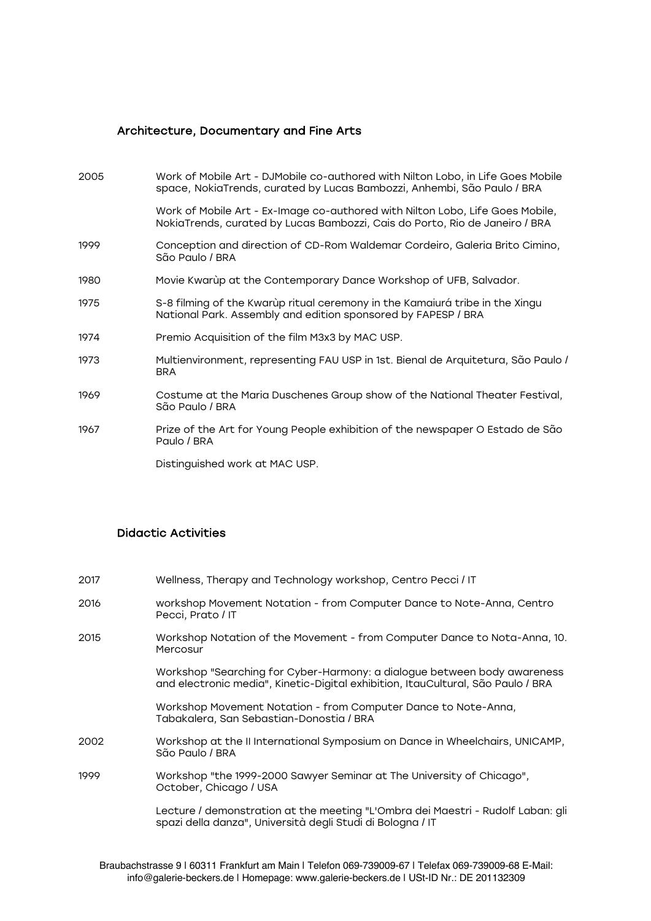## Architecture, Documentary and Fine Arts

| | |
|---|---|
| 2005 | Work of Mobile Art - DJMobile co-authored with Nilton Lobo, in Life Goes Mobile space, NokiaTrends, curated by Lucas Bambozzi, Anhembi, São Paulo / BRA |
| | Work of Mobile Art - Ex-Image co-authored with Nilton Lobo, Life Goes Mobile, NokiaTrends, curated by Lucas Bambozzi, Cais do Porto, Rio de Janeiro / BRA |
| 1999 | Conception and direction of CD-Rom Waldemar Cordeiro, Galeria Brito Cimino, São Paulo / BRA |
| 1980 | Movie Kwarùp at the Contemporary Dance Workshop of UFB, Salvador. |
| 1975 | S-8 filming of the Kwarùp ritual ceremony in the Kamaiurá tribe in the Xingu National Park. Assembly and edition sponsored by FAPESP / BRA |
| 1974 | Premio Acquisition of the film M3x3 by MAC USP. |
| 1973 | Multienvironment, representing FAU USP in 1st. Bienal de Arquitetura, São Paulo / BRA |
| 1969 | Costume at the Maria Duschenes Group show of the National Theater Festival, São Paulo / BRA |
| 1967 | Prize of the Art for Young People exhibition of the newspaper O Estado de São Paulo / BRA |
| | Distinguished work at MAC USP. |

## Didactic Activities

| | |
|---|---|
| 2017 | Wellness, Therapy and Technology workshop, Centro Pecci / IT |
| 2016 | workshop Movement Notation - from Computer Dance to Note-Anna, Centro Pecci, Prato / IT |
| 2015 | Workshop Notation of the Movement - from Computer Dance to Nota-Anna, 10. Mercosur |
| | Workshop "Searching for Cyber-Harmony: a dialogue between body awareness and electronic media", Kinetic-Digital exhibition, ItauCultural, São Paulo / BRA |
| | Workshop Movement Notation - from Computer Dance to Note-Anna, Tabakalera, San Sebastian-Donostia / BRA |
| 2002 | Workshop at the II International Symposium on Dance in Wheelchairs, UNICAMP, São Paulo / BRA |
| 1999 | Workshop "the 1999-2000 Sawyer Seminar at The University of Chicago", October, Chicago / USA |
| | Lecture / demonstration at the meeting "L'Ombra dei Maestri - Rudolf Laban: gli spazi della danza", Università degli Studi di Bologna / IT |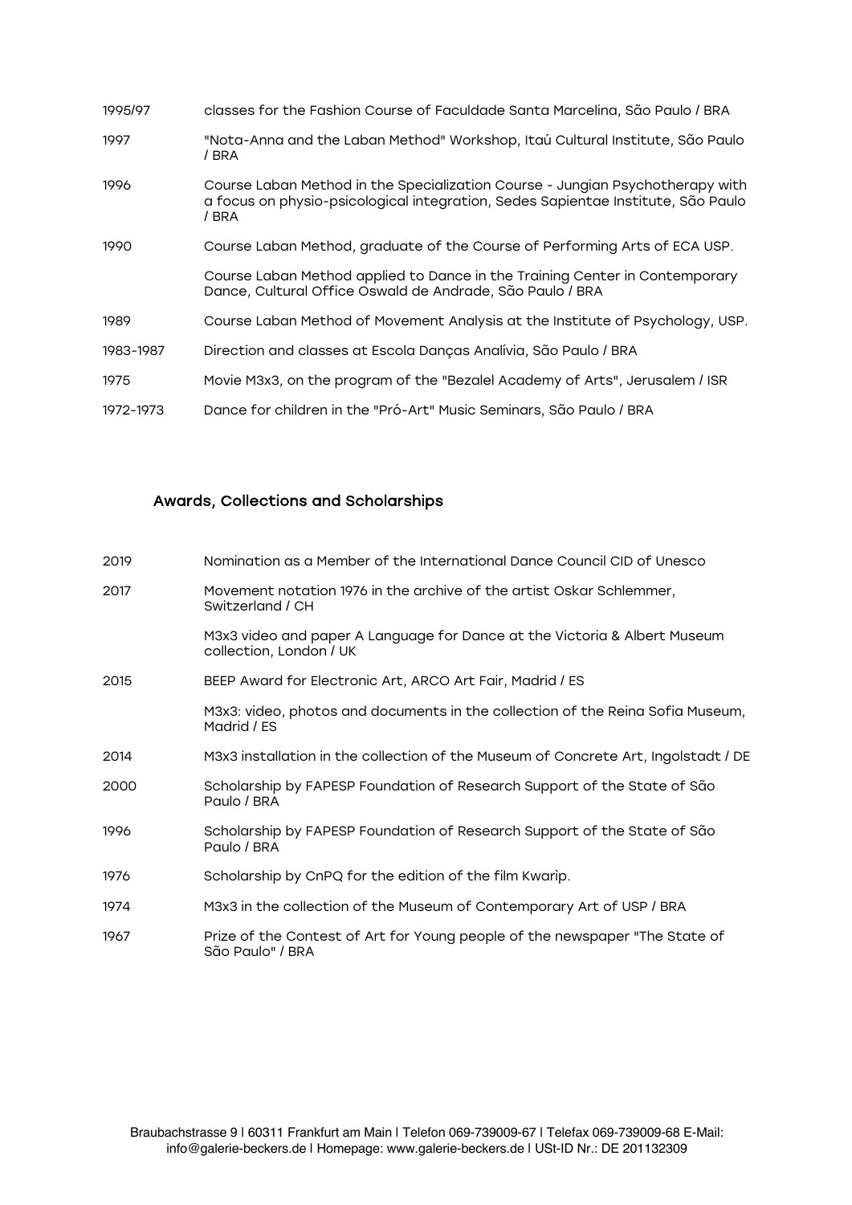| | |
|---|---|
| 1995/97 | classes for the Fashion Course of Faculdade Santa Marcelina, São Paulo / BRA |
| 1997 | "Nota-Anna and the Laban Method" Workshop, Itaú Cultural Institute, São Paulo / BRA |
| 1996 | Course Laban Method in the Specialization Course - Jungian Psychotherapy with a focus on physio-psicological integration, Sedes Sapientae Institute, São Paulo / BRA |
| 1990 | Course Laban Method, graduate of the Course of Performing Arts of ECA USP. |
| | Course Laban Method applied to Dance in the Training Center in Contemporary Dance, Cultural Office Oswald de Andrade, São Paulo / BRA |
| 1989 | Course Laban Method of Movement Analysis at the Institute of Psychology, USP. |
| 1983-1987 | Direction and classes at Escola Danças Analívia, São Paulo / BRA |
| 1975 | Movie M3x3, on the program of the "Bezalel Academy of Arts", Jerusalem / ISR |
| 1972-1973 | Dance for children in the "Pró-Art" Music Seminars, São Paulo / BRA |

## Awards, Collections and Scholarships

| | |
|---|---|
| 2019 | Nomination as a Member of the International Dance Council CID of Unesco |
| 2017 | Movement notation 1976 in the archive of the artist Oskar Schlemmer, Switzerland / CH |
| | M3x3 video and paper A Language for Dance at the Victoria & Albert Museum collection, London / UK |
| 2015 | BEEP Award for Electronic Art, ARCO Art Fair, Madrid / ES |
| | M3x3: video, photos and documents in the collection of the Reina Sofia Museum, Madrid / ES |
| 2014 | M3x3 installation in the collection of the Museum of Concrete Art, Ingolstadt / DE |
| 2000 | Scholarship by FAPESP Foundation of Research Support of the State of São Paulo / BRA |
| 1996 | Scholarship by FAPESP Foundation of Research Support of the State of São Paulo / BRA |
| 1976 | Scholarship by CnPQ for the edition of the film Kwarìp. |
| 1974 | M3x3 in the collection of the Museum of Contemporary Art of USP / BRA |
| 1967 | Prize of the Contest of Art for Young people of the newspaper "The State of São Paulo" / BRA |